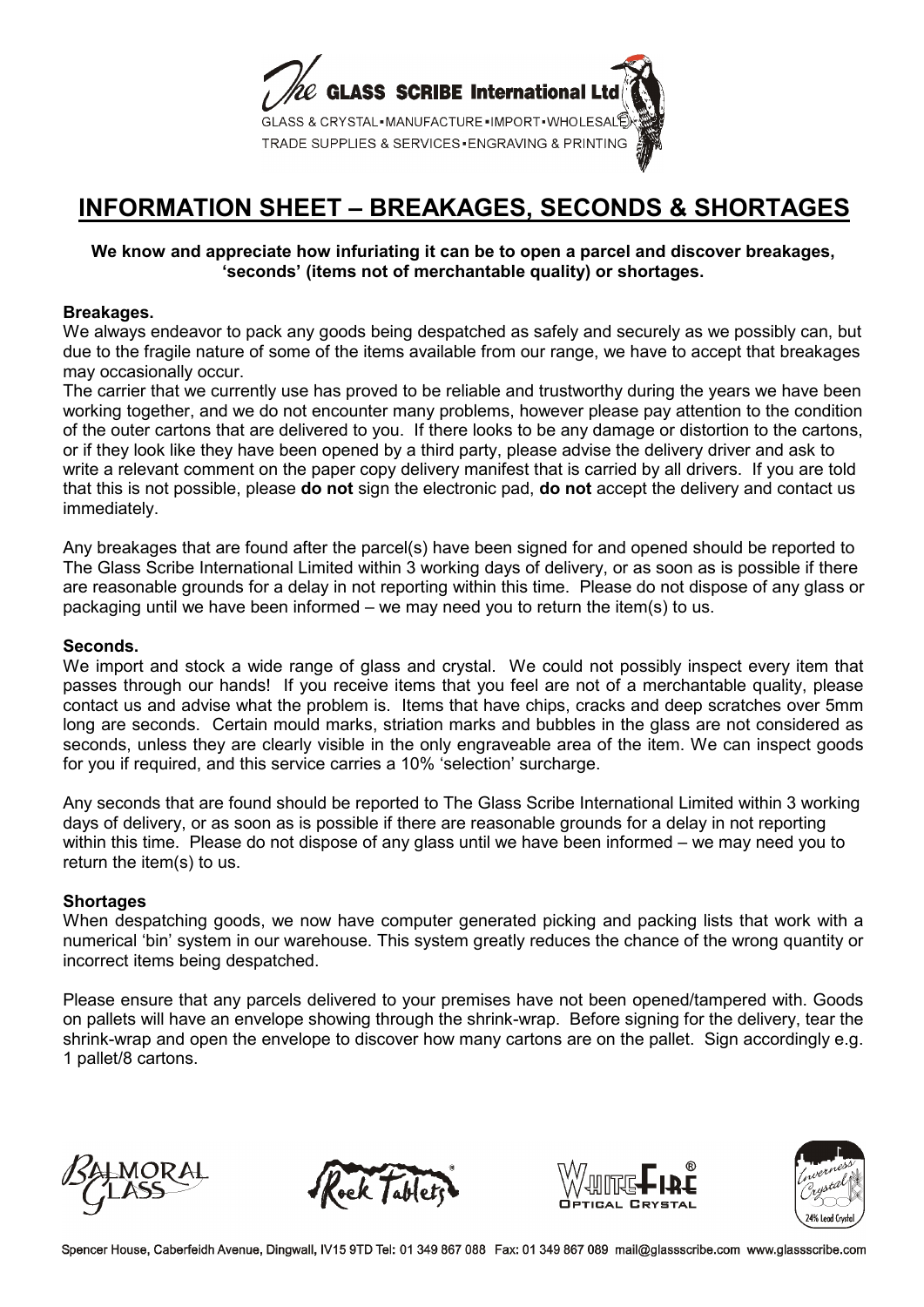The GLASS SCRIBE International Ltd

GLASS & CRYSTAL▪MANUFACTURE▪IMPORT▪WHOLESALE
TRADE SUPPLIES & SERVICES▪ENGRAVING & PRINTING

# INFORMATION SHEET – BREAKAGES, SECONDS & SHORTAGES

**We know and appreciate how infuriating it can be to open a parcel and discover breakages, 'seconds' (items not of merchantable quality) or shortages.**

**Breakages.**

We always endeavor to pack any goods being despatched as safely and securely as we possibly can, but due to the fragile nature of some of the items available from our range, we have to accept that breakages may occasionally occur.

The carrier that we currently use has proved to be reliable and trustworthy during the years we have been working together, and we do not encounter many problems, however please pay attention to the condition of the outer cartons that are delivered to you. If there looks to be any damage or distortion to the cartons, or if they look like they have been opened by a third party, please advise the delivery driver and ask to write a relevant comment on the paper copy delivery manifest that is carried by all drivers. If you are told that this is not possible, please **do not** sign the electronic pad, **do not** accept the delivery and contact us immediately.

Any breakages that are found after the parcel(s) have been signed for and opened should be reported to The Glass Scribe International Limited within 3 working days of delivery, or as soon as is possible if there are reasonable grounds for a delay in not reporting within this time. Please do not dispose of any glass or packaging until we have been informed – we may need you to return the item(s) to us.

**Seconds.**

We import and stock a wide range of glass and crystal. We could not possibly inspect every item that passes through our hands! If you receive items that you feel are not of a merchantable quality, please contact us and advise what the problem is. Items that have chips, cracks and deep scratches over 5mm long are seconds. Certain mould marks, striation marks and bubbles in the glass are not considered as seconds, unless they are clearly visible in the only engraveable area of the item. We can inspect goods for you if required, and this service carries a 10% 'selection' surcharge.

Any seconds that are found should be reported to The Glass Scribe International Limited within 3 working days of delivery, or as soon as is possible if there are reasonable grounds for a delay in not reporting within this time. Please do not dispose of any glass until we have been informed – we may need you to return the item(s) to us.

**Shortages**

When despatching goods, we now have computer generated picking and packing lists that work with a numerical 'bin' system in our warehouse. This system greatly reduces the chance of the wrong quantity or incorrect items being despatched.

Please ensure that any parcels delivered to your premises have not been opened/tampered with. Goods on pallets will have an envelope showing through the shrink-wrap. Before signing for the delivery, tear the shrink-wrap and open the envelope to discover how many cartons are on the pallet. Sign accordingly e.g. 1 pallet/8 cartons.

Balmoral Glass | Rock Tablets® | WhiteFire® Optical Crystal | Inverness Crystal 24% Lead Crystal

Spencer House, Caberfeidh Avenue, Dingwall, IV15 9TD Tel: 01 349 867 088 Fax: 01 349 867 089 mail@glassscribe.com www.glassscribe.com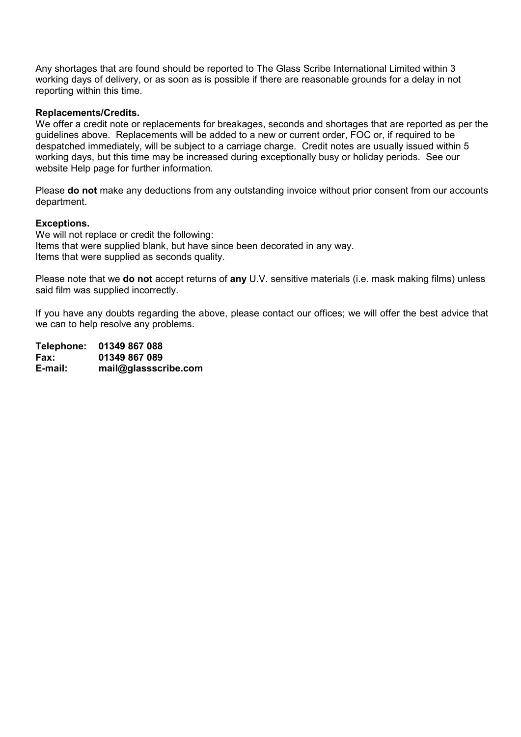Any shortages that are found should be reported to The Glass Scribe International Limited within 3 working days of delivery, or as soon as is possible if there are reasonable grounds for a delay in not reporting within this time.

**Replacements/Credits.**
We offer a credit note or replacements for breakages, seconds and shortages that are reported as per the guidelines above. Replacements will be added to a new or current order, FOC or, if required to be despatched immediately, will be subject to a carriage charge. Credit notes are usually issued within 5 working days, but this time may be increased during exceptionally busy or holiday periods. See our website Help page for further information.

Please **do not** make any deductions from any outstanding invoice without prior consent from our accounts department.

**Exceptions.**
We will not replace or credit the following:
Items that were supplied blank, but have since been decorated in any way.
Items that were supplied as seconds quality.

Please note that we **do not** accept returns of **any** U.V. sensitive materials (i.e. mask making films) unless said film was supplied incorrectly.

If you have any doubts regarding the above, please contact our offices; we will offer the best advice that we can to help resolve any problems.

**Telephone: 01349 867 088**
**Fax: 01349 867 089**
**E-mail: mail@glassscribe.com**